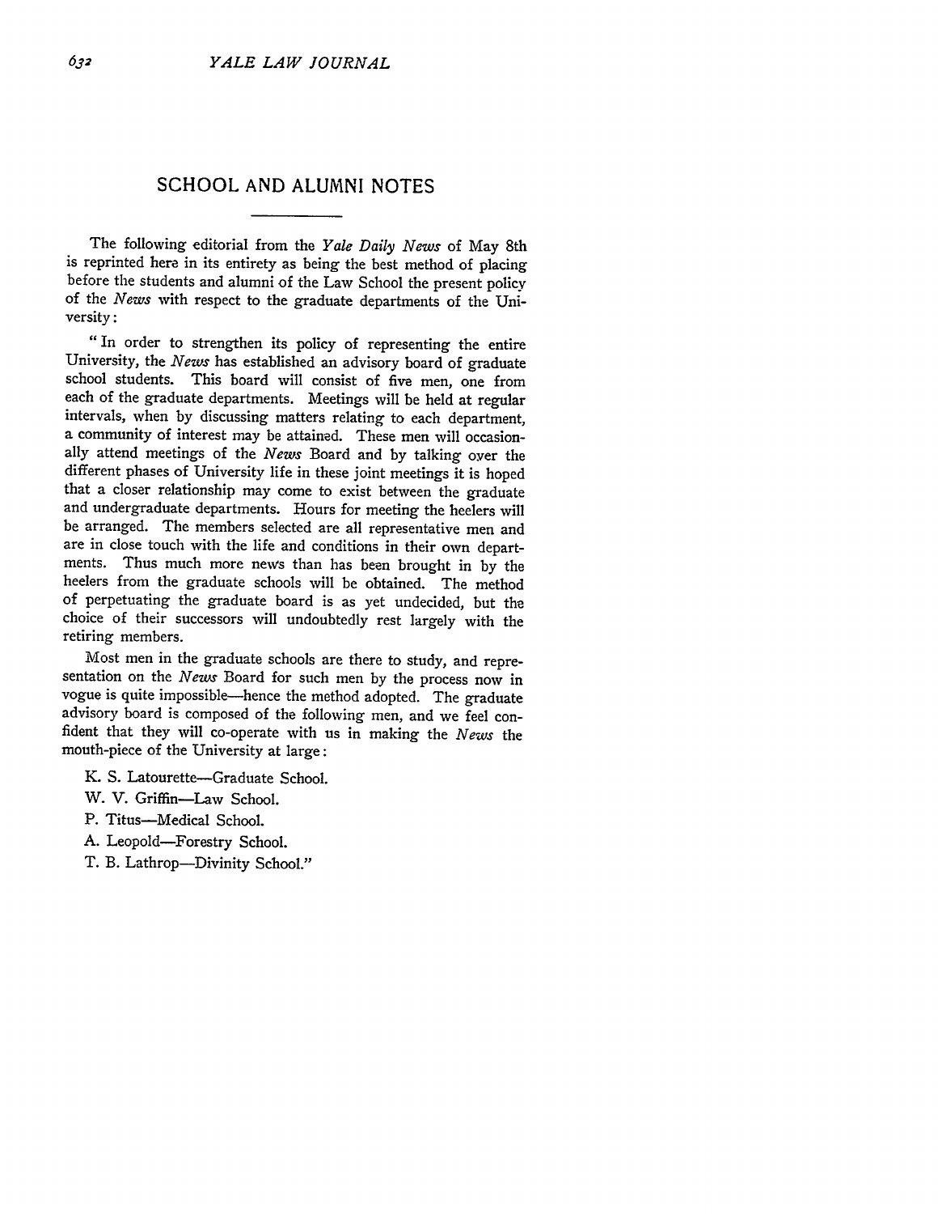## SCHOOL AND ALUMNI NOTES

The following editorial from the *Yale Daily News* of May 8th is reprinted here in its entirety as being the best method of placing before the students and alumni of the Law School the present policy of the *News* with respect to the graduate departments of the University:

"In order to strengthen its policy of representing the entire University, the *News* has established an advisory board of graduate school students. This board will consist of five men, one from each of the graduate departments. Meetings will be held at regular intervals, when by discussing matters relating to each department, a community of interest may be attained. These men will occasionally attend meetings of the *News* Board and by talking over the different phases of University life in these joint meetings it is hoped that a closer relationship may come to exist between the graduate and undergraduate departments. Hours for meeting the heelers will be arranged. The members selected are all representative men and are in close touch with the life and conditions in their own departments. Thus much more news than has been brought in by the heelers from the graduate schools will be obtained. The method of perpetuating the graduate board is as yet undecided, but the choice of their successors will undoubtedly rest largely with the retiring members.

Most men in the graduate schools are there to study, and representation on the *News* Board for such men by the process now in vogue is quite impossible—hence the method adopted. The graduate advisory board is composed of the following men, and we feel confident that they will co-operate with us in making the *News* the mouth-piece of the University at large:

K. S. Latourette—Graduate School.

W. V. Griffin—Law School.

P. Titus—Medical School.

A. Leopold—Forestry School.

T. B. Lathrop—Divinity School."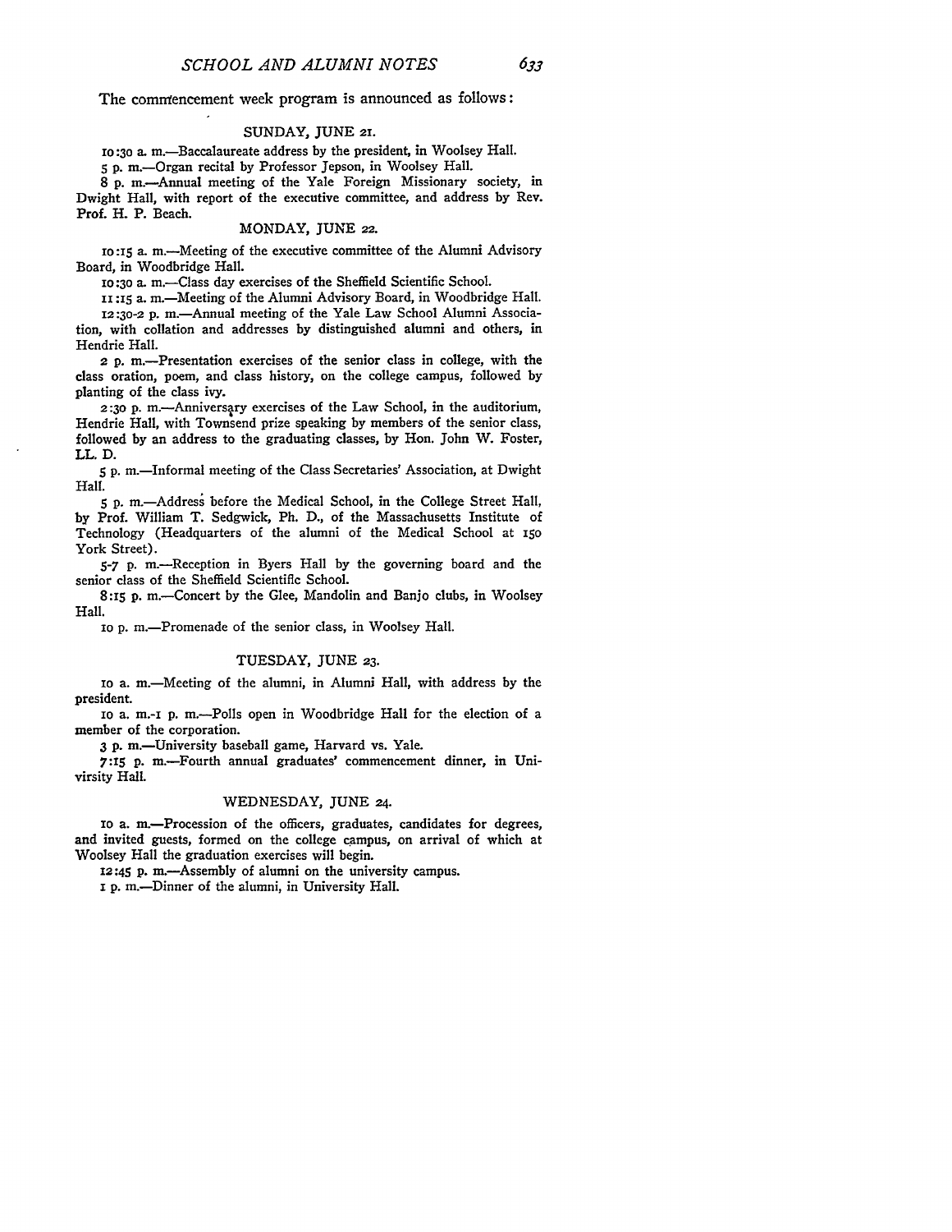The commencement week program is announced as follows:

### SUNDAY, JUNE 21.

10:30 a. m.—Baccalaureate address by the president, in Woolsey Hall.

5 p. m.—Organ recital by Professor Jepson, in Woolsey Hall.

8 p. m.—Annual meeting of the Yale Foreign Missionary society, in Dwight Hall, with report of the executive committee, and address by Rev. Prof. H. P. Beach.

### MONDAY, JUNE 22.

10:15 a. m.—Meeting of the executive committee of the Alumni Advisory Board, in Woodbridge Hall.

10:30 a. m.—Class day exercises of the Sheffield Scientific School.

11:15 a. m.—Meeting of the Alumni Advisory Board, in Woodbridge Hall.

12:30-2 p. m.—Annual meeting of the Yale Law School Alumni Association, with collation and addresses by distinguished alumni and others, in Hendrie Hall.

2 p. m.—Presentation exercises of the senior class in college, with the class oration, poem, and class history, on the college campus, followed by planting of the class ivy.

2:30 p. m.—Anniversary exercises of the Law School, in the auditorium, Hendrie Hall, with Townsend prize speaking by members of the senior class, followed by an address to the graduating classes, by Hon. John W. Foster, LL. D.

5 p. m.—Informal meeting of the Class Secretaries' Association, at Dwight Hall.

5 p. m.—Address before the Medical School, in the College Street Hall, by Prof. William T. Sedgwick, Ph. D., of the Massachusetts Institute of Technology (Headquarters of the alumni of the Medical School at 150 York Street).

5-7 p. m.—Reception in Byers Hall by the governing board and the senior class of the Sheffield Scientific School.

8:15 p. m.—Concert by the Glee, Mandolin and Banjo clubs, in Woolsey Hall.

10 p. m.—Promenade of the senior class, in Woolsey Hall.

### TUESDAY, JUNE 23.

10 a. m.—Meeting of the alumni, in Alumni Hall, with address by the president.

10 a. m.-1 p. m.—Polls open in Woodbridge Hall for the election of a member of the corporation.

3 p. m.—University baseball game, Harvard vs. Yale.

7:15 p. m.—Fourth annual graduates' commencement dinner, in Univirsity Hall.

### WEDNESDAY, JUNE 24.

10 a. m.—Procession of the officers, graduates, candidates for degrees, and invited guests, formed on the college campus, on arrival of which at Woolsey Hall the graduation exercises will begin.

12:45 p. m.—Assembly of alumni on the university campus.

1 p. m.—Dinner of the alumni, in University Hall.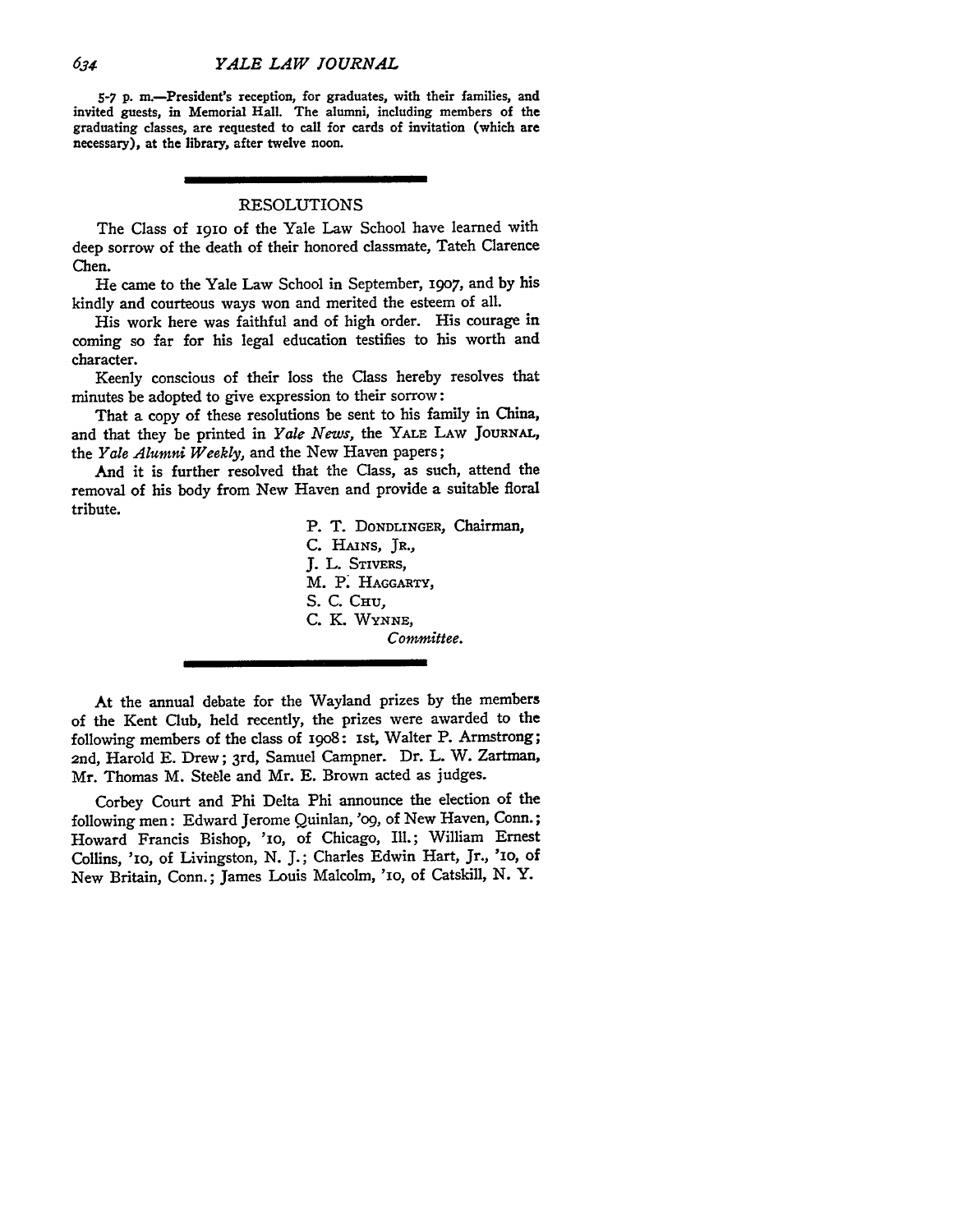5-7 p. m.—President's reception, for graduates, with their families, and invited guests, in Memorial Hall. The alumni, including members of the graduating classes, are requested to call for cards of invitation (which are necessary), at the library, after twelve noon.

## RESOLUTIONS

The Class of 1910 of the Yale Law School have learned with deep sorrow of the death of their honored classmate, Tateh Clarence Chen.

He came to the Yale Law School in September, 1907, and by his kindly and courteous ways won and merited the esteem of all.

His work here was faithful and of high order. His courage in coming so far for his legal education testifies to his worth and character.

Keenly conscious of their loss the Class hereby resolves that minutes be adopted to give expression to their sorrow:

That a copy of these resolutions be sent to his family in China, and that they be printed in *Yale News*, the YALE LAW JOURNAL, the *Yale Alumni Weekly*, and the New Haven papers;

And it is further resolved that the Class, as such, attend the removal of his body from New Haven and provide a suitable floral tribute.

P. T. DONDLINGER, Chairman,  
C. HAINS, JR.,  
J. L. STIVERS,  
M. P. HAGGARTY,  
S. C. CHU,  
C. K. WYNNE,  
*Committee.*

---

At the annual debate for the Wayland prizes by the members of the Kent Club, held recently, the prizes were awarded to the following members of the class of 1908: 1st, Walter P. Armstrong; 2nd, Harold E. Drew; 3rd, Samuel Campner. Dr. L. W. Zartman, Mr. Thomas M. Steele and Mr. E. Brown acted as judges.

Corbey Court and Phi Delta Phi announce the election of the following men: Edward Jerome Quinlan, '09, of New Haven, Conn.; Howard Francis Bishop, '10, of Chicago, Ill.; William Ernest Collins, '10, of Livingston, N. J.; Charles Edwin Hart, Jr., '10, of New Britain, Conn.; James Louis Malcolm, '10, of Catskill, N. Y.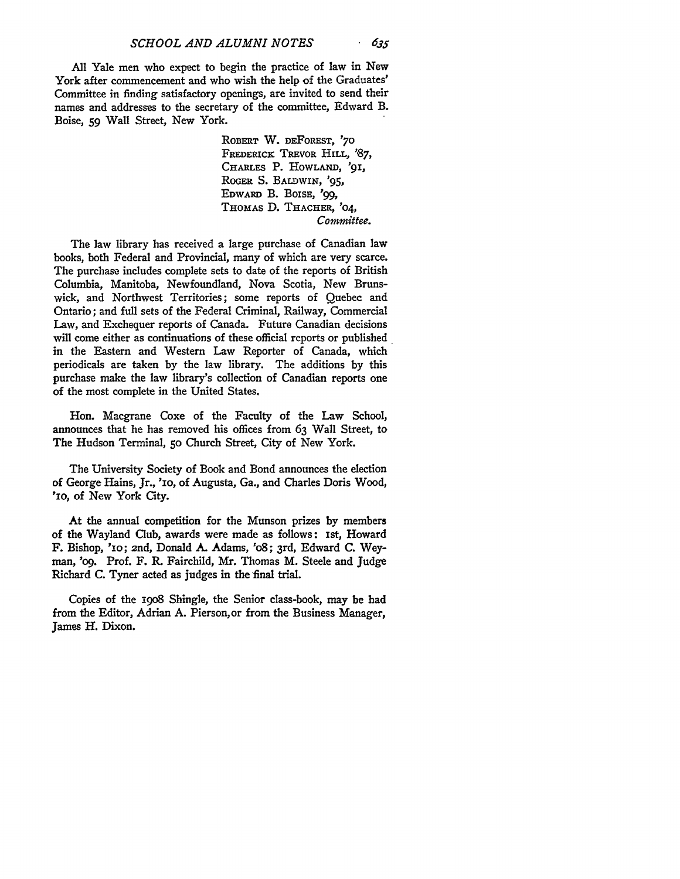All Yale men who expect to begin the practice of law in New York after commencement and who wish the help of the Graduates' Committee in finding satisfactory openings, are invited to send their names and addresses to the secretary of the committee, Edward B. Boise, 59 Wall Street, New York.

ROBERT W. DEFOREST, '70
FREDERICK TREVOR HILL, '87,
CHARLES P. HOWLAND, '91,
ROGER S. BALDWIN, '95,
EDWARD B. BOISE, '99,
THOMAS D. THACHER, '04,
*Committee.*

The law library has received a large purchase of Canadian law books, both Federal and Provincial, many of which are very scarce. The purchase includes complete sets to date of the reports of British Columbia, Manitoba, Newfoundland, Nova Scotia, New Brunswick, and Northwest Territories; some reports of Quebec and Ontario; and full sets of the Federal Criminal, Railway, Commercial Law, and Exchequer reports of Canada. Future Canadian decisions will come either as continuations of these official reports or published in the Eastern and Western Law Reporter of Canada, which periodicals are taken by the law library. The additions by this purchase make the law library's collection of Canadian reports one of the most complete in the United States.

Hon. Macgrane Coxe of the Faculty of the Law School, announces that he has removed his offices from 63 Wall Street, to The Hudson Terminal, 50 Church Street, City of New York.

The University Society of Book and Bond announces the election of George Hains, Jr., '10, of Augusta, Ga., and Charles Doris Wood, '10, of New York City.

At the annual competition for the Munson prizes by members of the Wayland Club, awards were made as follows: 1st, Howard F. Bishop, '10; 2nd, Donald A. Adams, '08; 3rd, Edward C. Weyman, '09. Prof. F. R. Fairchild, Mr. Thomas M. Steele and Judge Richard C. Tyner acted as judges in the final trial.

Copies of the 1908 Shingle, the Senior class-book, may be had from the Editor, Adrian A. Pierson,or from the Business Manager, James H. Dixon.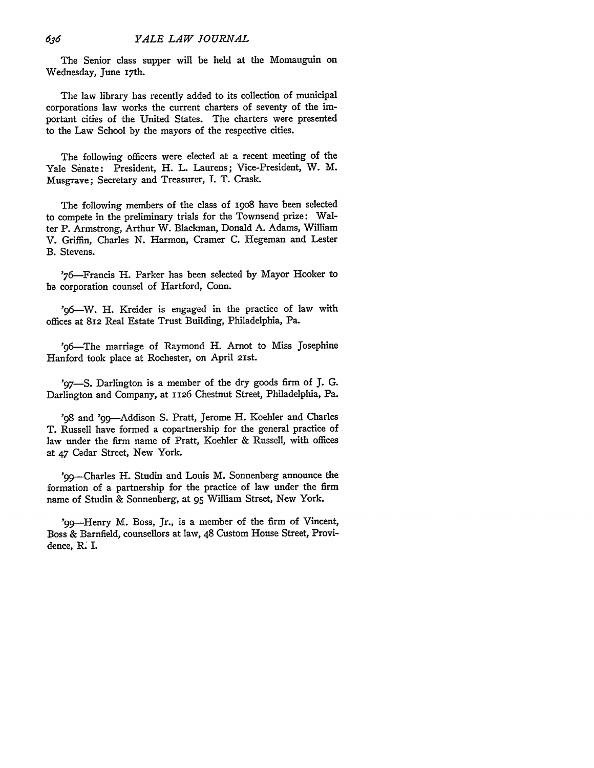The Senior class supper will be held at the Momauguin on Wednesday, June 17th.

The law library has recently added to its collection of municipal corporations law works the current charters of seventy of the important cities of the United States. The charters were presented to the Law School by the mayors of the respective cities.

The following officers were elected at a recent meeting of the Yale Senate: President, H. L. Laurens; Vice-President, W. M. Musgrave; Secretary and Treasurer, I. T. Crask.

The following members of the class of 1908 have been selected to compete in the preliminary trials for the Townsend prize: Walter P. Armstrong, Arthur W. Blackman, Donald A. Adams, William V. Griffin, Charles N. Harmon, Cramer C. Hegeman and Lester B. Stevens.

'76—Francis H. Parker has been selected by Mayor Hooker to be corporation counsel of Hartford, Conn.

'96—W. H. Kreider is engaged in the practice of law with offices at 812 Real Estate Trust Building, Philadelphia, Pa.

'96—The marriage of Raymond H. Arnot to Miss Josephine Hanford took place at Rochester, on April 21st.

'97—S. Darlington is a member of the dry goods firm of J. G. Darlington and Company, at 1126 Chestnut Street, Philadelphia, Pa.

'98 and '99—Addison S. Pratt, Jerome H. Koehler and Charles T. Russell have formed a copartnership for the general practice of law under the firm name of Pratt, Koehler & Russell, with offices at 47 Cedar Street, New York.

'99—Charles H. Studin and Louis M. Sonnenberg announce the formation of a partnership for the practice of law under the firm name of Studin & Sonnenberg, at 95 William Street, New York.

'99—Henry M. Boss, Jr., is a member of the firm of Vincent, Boss & Barnfield, counsellors at law, 48 Custom House Street, Providence, R. I.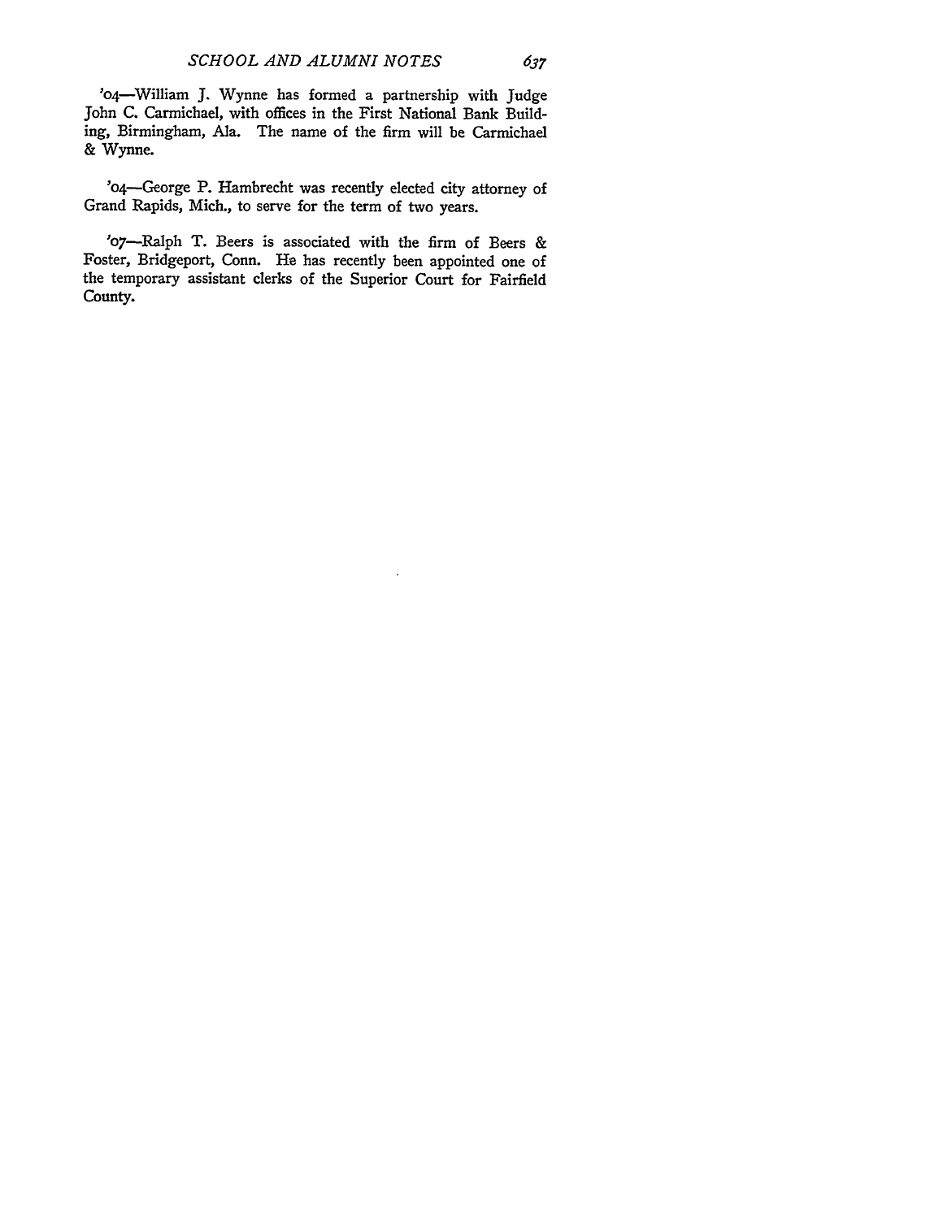'04—William J. Wynne has formed a partnership with Judge John C. Carmichael, with offices in the First National Bank Building, Birmingham, Ala. The name of the firm will be Carmichael & Wynne.

'04—George P. Hambrecht was recently elected city attorney of Grand Rapids, Mich., to serve for the term of two years.

'07—Ralph T. Beers is associated with the firm of Beers & Foster, Bridgeport, Conn. He has recently been appointed one of the temporary assistant clerks of the Superior Court for Fairfield County.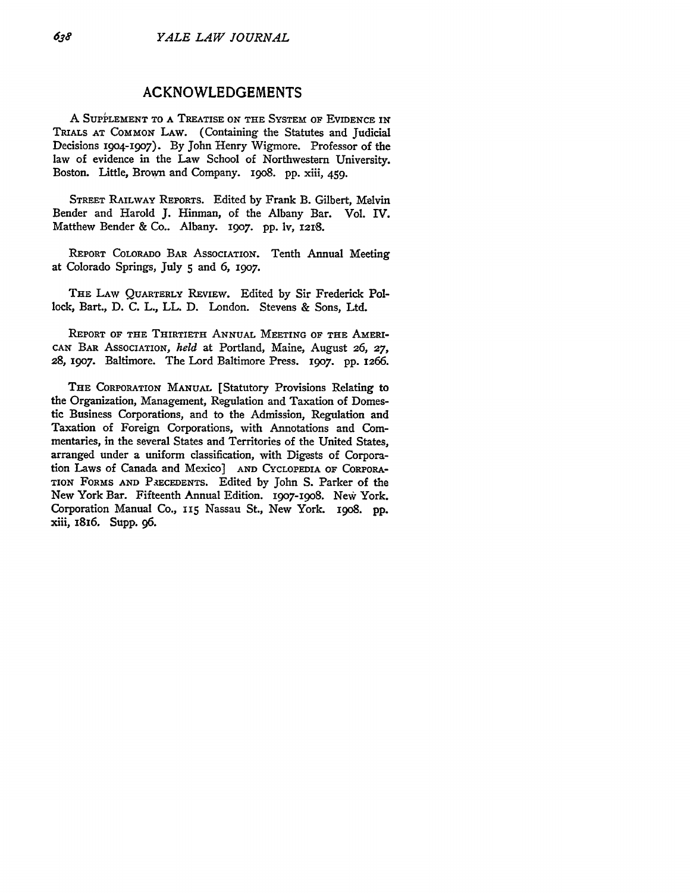## ACKNOWLEDGEMENTS

A SUPPLEMENT TO A TREATISE ON THE SYSTEM OF EVIDENCE IN TRIALS AT COMMON LAW. (Containing the Statutes and Judicial Decisions 1904-1907). By John Henry Wigmore. Professor of the law of evidence in the Law School of Northwestern University. Boston. Little, Brown and Company. 1908. pp. xiii, 459.

STREET RAILWAY REPORTS. Edited by Frank B. Gilbert, Melvin Bender and Harold J. Hinman, of the Albany Bar. Vol. IV. Matthew Bender & Co.. Albany. 1907. pp. lv, 1218.

REPORT COLORADO BAR ASSOCIATION. Tenth Annual Meeting at Colorado Springs, July 5 and 6, 1907.

THE LAW QUARTERLY REVIEW. Edited by Sir Frederick Pollock, Bart., D. C. L., LL. D. London. Stevens & Sons, Ltd.

REPORT OF THE THIRTIETH ANNUAL MEETING OF THE AMERICAN BAR ASSOCIATION, *held* at Portland, Maine, August 26, 27, 28, 1907. Baltimore. The Lord Baltimore Press. 1907. pp. 1266.

THE CORPORATION MANUAL [Statutory Provisions Relating to the Organization, Management, Regulation and Taxation of Domestic Business Corporations, and to the Admission, Regulation and Taxation of Foreign Corporations, with Annotations and Commentaries, in the several States and Territories of the United States, arranged under a uniform classification, with Digests of Corporation Laws of Canada and Mexico] AND CYCLOPEDIA OF CORPORATION FORMS AND PRECEDENTS. Edited by John S. Parker of the New York Bar. Fifteenth Annual Edition. 1907-1908. New York. Corporation Manual Co., 115 Nassau St., New York. 1908. pp. xiii, 1816. Supp. 96.